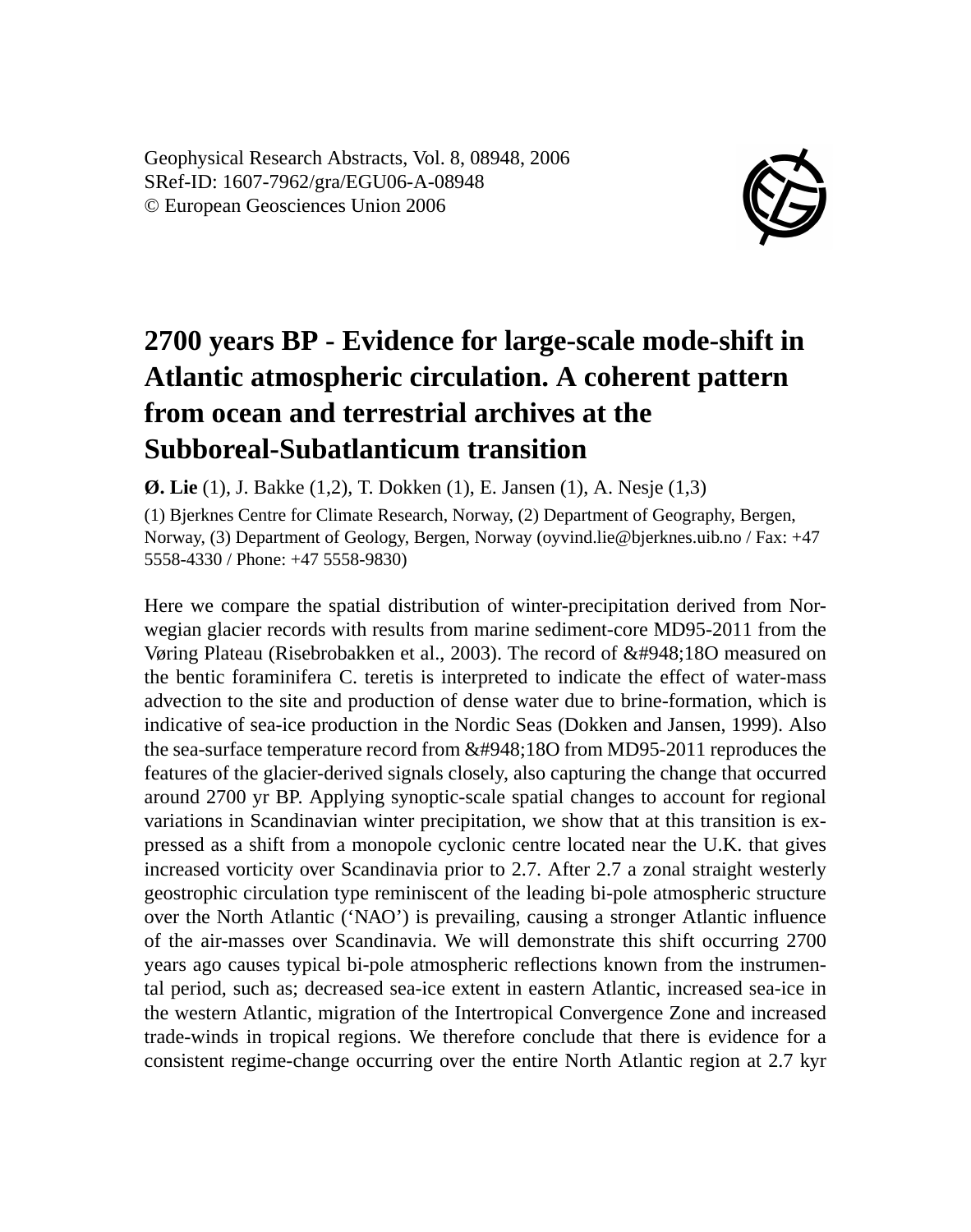Geophysical Research Abstracts, Vol. 8, 08948, 2006
SRef-ID: 1607-7962/gra/EGU06-A-08948
© European Geosciences Union 2006

# 2700 years BP - Evidence for large-scale mode-shift in Atlantic atmospheric circulation. A coherent pattern from ocean and terrestrial archives at the Subboreal-Subatlanticum transition

**Ø. Lie** (1), J. Bakke (1,2), T. Dokken (1), E. Jansen (1), A. Nesje (1,3)

(1) Bjerknes Centre for Climate Research, Norway, (2) Department of Geography, Bergen, Norway, (3) Department of Geology, Bergen, Norway (oyvind.lie@bjerknes.uib.no / Fax: +47 5558-4330 / Phone: +47 5558-9830)

Here we compare the spatial distribution of winter-precipitation derived from Norwegian glacier records with results from marine sediment-core MD95-2011 from the Vøring Plateau (Risebrobakken et al., 2003). The record of &#948;18O measured on the bentic foraminifera C. teretis is interpreted to indicate the effect of water-mass advection to the site and production of dense water due to brine-formation, which is indicative of sea-ice production in the Nordic Seas (Dokken and Jansen, 1999). Also the sea-surface temperature record from &#948;18O from MD95-2011 reproduces the features of the glacier-derived signals closely, also capturing the change that occurred around 2700 yr BP. Applying synoptic-scale spatial changes to account for regional variations in Scandinavian winter precipitation, we show that at this transition is expressed as a shift from a monopole cyclonic centre located near the U.K. that gives increased vorticity over Scandinavia prior to 2.7. After 2.7 a zonal straight westerly geostrophic circulation type reminiscent of the leading bi-pole atmospheric structure over the North Atlantic ('NAO') is prevailing, causing a stronger Atlantic influence of the air-masses over Scandinavia. We will demonstrate this shift occurring 2700 years ago causes typical bi-pole atmospheric reflections known from the instrumental period, such as; decreased sea-ice extent in eastern Atlantic, increased sea-ice in the western Atlantic, migration of the Intertropical Convergence Zone and increased trade-winds in tropical regions. We therefore conclude that there is evidence for a consistent regime-change occurring over the entire North Atlantic region at 2.7 kyr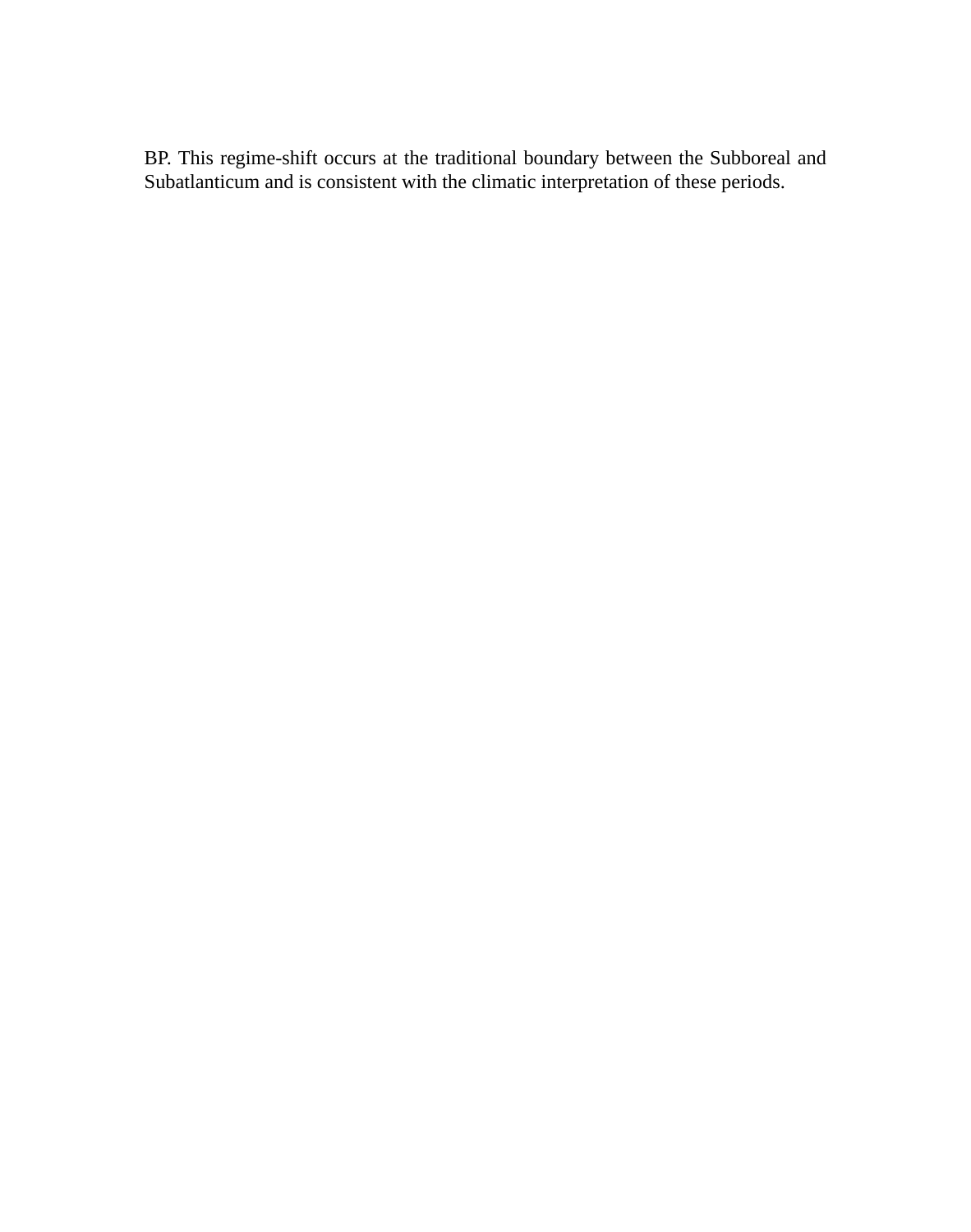BP. This regime-shift occurs at the traditional boundary between the Subboreal and Subatlanticum and is consistent with the climatic interpretation of these periods.